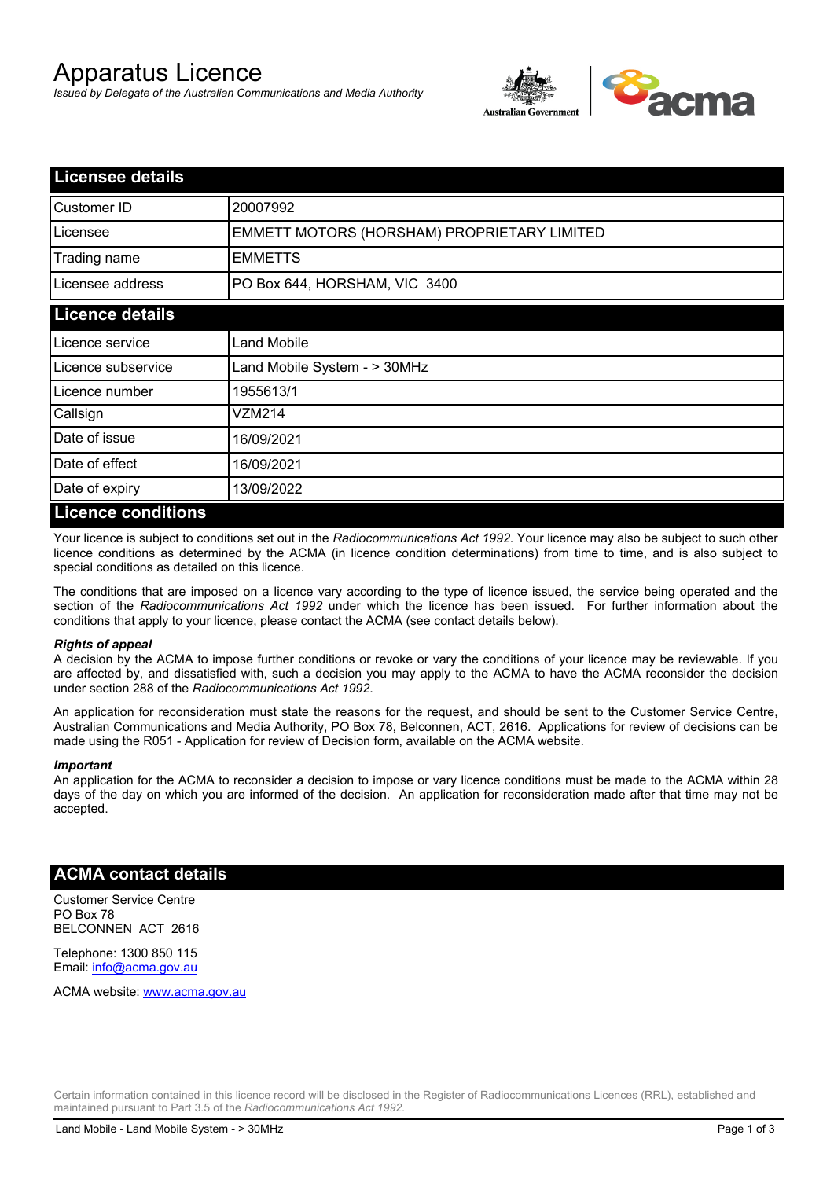# Apparatus Licence

*Issued by Delegate of the Australian Communications and Media Authority*

## Licensee details

| | |
|---|---|
| Customer ID | 20007992 |
| Licensee | EMMETT MOTORS (HORSHAM) PROPRIETARY LIMITED |
| Trading name | EMMETTS |
| Licensee address | PO Box 644, HORSHAM, VIC 3400 |

## Licence details

| | |
|---|---|
| Licence service | Land Mobile |
| Licence subservice | Land Mobile System - > 30MHz |
| Licence number | 1955613/1 |
| Callsign | VZM214 |
| Date of issue | 16/09/2021 |
| Date of effect | 16/09/2021 |
| Date of expiry | 13/09/2022 |

## Licence conditions

Your licence is subject to conditions set out in the *Radiocommunications Act 1992*. Your licence may also be subject to such other licence conditions as determined by the ACMA (in licence condition determinations) from time to time, and is also subject to special conditions as detailed on this licence.

The conditions that are imposed on a licence vary according to the type of licence issued, the service being operated and the section of the *Radiocommunications Act 1992* under which the licence has been issued. For further information about the conditions that apply to your licence, please contact the ACMA (see contact details below).

***Rights of appeal***

A decision by the ACMA to impose further conditions or revoke or vary the conditions of your licence may be reviewable. If you are affected by, and dissatisfied with, such a decision you may apply to the ACMA to have the ACMA reconsider the decision under section 288 of the *Radiocommunications Act 1992*.

An application for reconsideration must state the reasons for the request, and should be sent to the Customer Service Centre, Australian Communications and Media Authority, PO Box 78, Belconnen, ACT, 2616. Applications for review of decisions can be made using the R051 - Application for review of Decision form, available on the ACMA website.

***Important***

An application for the ACMA to reconsider a decision to impose or vary licence conditions must be made to the ACMA within 28 days of the day on which you are informed of the decision. An application for reconsideration made after that time may not be accepted.

## ACMA contact details

Customer Service Centre
PO Box 78
BELCONNEN ACT 2616

Telephone: 1300 850 115
Email: info@acma.gov.au

ACMA website: www.acma.gov.au

Certain information contained in this licence record will be disclosed in the Register of Radiocommunications Licences (RRL), established and maintained pursuant to Part 3.5 of the *Radiocommunications Act 1992.*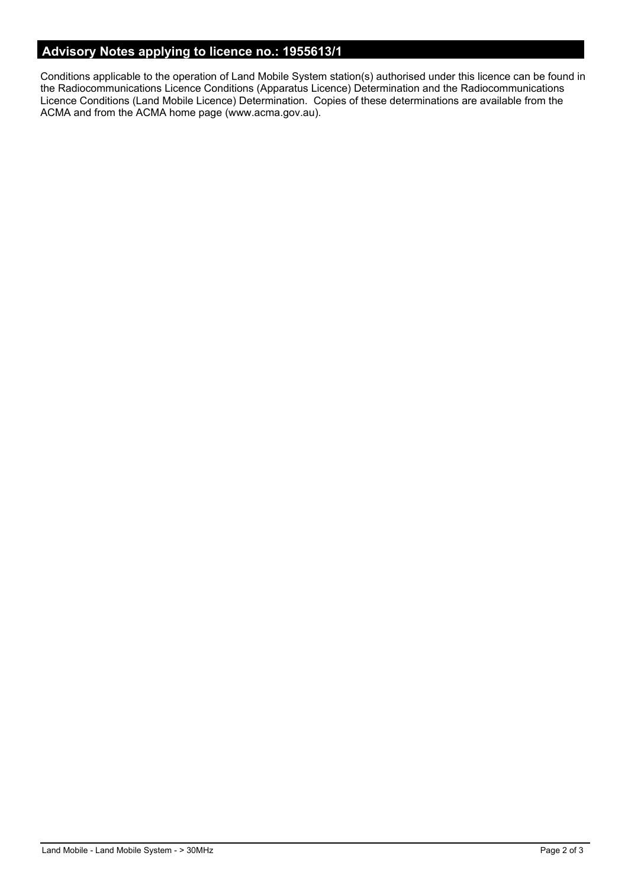## Advisory Notes applying to licence no.: 1955613/1

Conditions applicable to the operation of Land Mobile System station(s) authorised under this licence can be found in the Radiocommunications Licence Conditions (Apparatus Licence) Determination and the Radiocommunications Licence Conditions (Land Mobile Licence) Determination. Copies of these determinations are available from the ACMA and from the ACMA home page (www.acma.gov.au).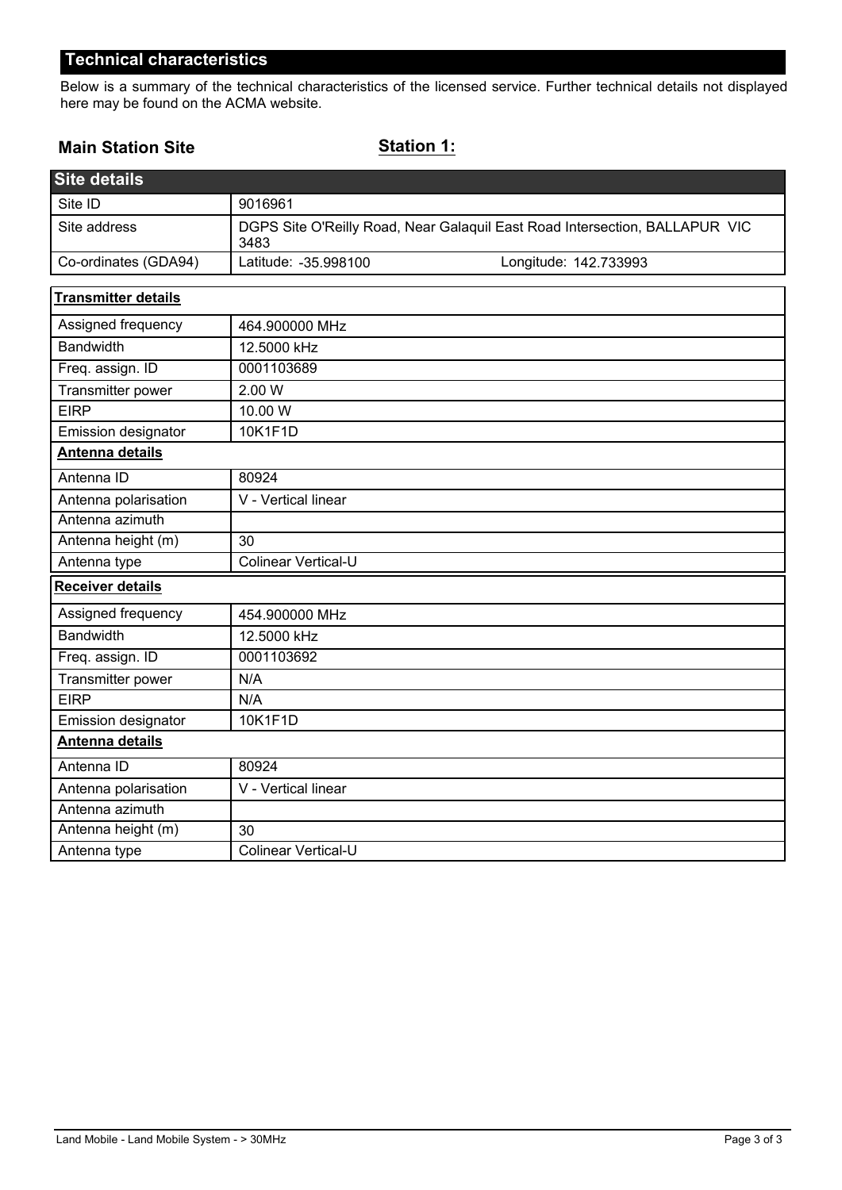## Technical characteristics

Below is a summary of the technical characteristics of the licensed service. Further technical details not displayed here may be found on the ACMA website.

**Main Station Site** **Station 1:**

| Site details | |
|---|---|
| Site ID | 9016961 |
| Site address | DGPS Site O'Reilly Road, Near Galaquil East Road Intersection, BALLAPUR VIC 3483 |
| Co-ordinates (GDA94) | Latitude: -35.998100 Longitude: 142.733993 |

| **Transmitter details** | |
|---|---|
| Assigned frequency | 464.900000 MHz |
| Bandwidth | 12.5000 kHz |
| Freq. assign. ID | 0001103689 |
| Transmitter power | 2.00 W |
| EIRP | 10.00 W |
| Emission designator | 10K1F1D |
| **Antenna details** | |
| Antenna ID | 80924 |
| Antenna polarisation | V - Vertical linear |
| Antenna azimuth | |
| Antenna height (m) | 30 |
| Antenna type | Colinear Vertical-U |

| **Receiver details** | |
|---|---|
| Assigned frequency | 454.900000 MHz |
| Bandwidth | 12.5000 kHz |
| Freq. assign. ID | 0001103692 |
| Transmitter power | N/A |
| EIRP | N/A |
| Emission designator | 10K1F1D |
| **Antenna details** | |
| Antenna ID | 80924 |
| Antenna polarisation | V - Vertical linear |
| Antenna azimuth | |
| Antenna height (m) | 30 |
| Antenna type | Colinear Vertical-U |